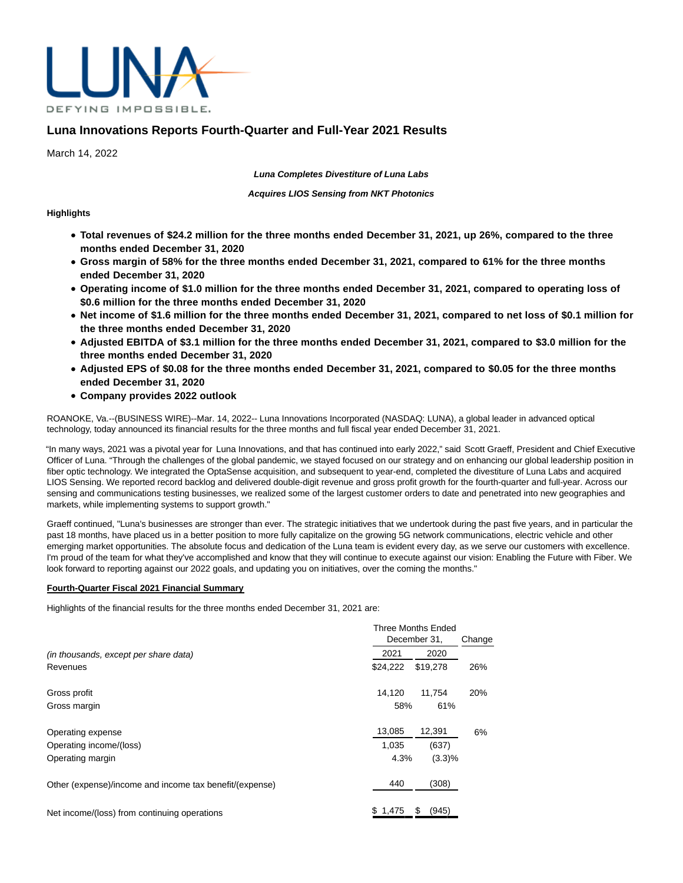# Luna Innovations Reports Fourth-Quarter and Full-Year 2021 Results

March 14, 2022

***Luna Completes Divestiture of Luna Labs***

***Acquires LIOS Sensing from NKT Photonics***

**Highlights**

- **Total revenues of $24.2 million for the three months ended December 31, 2021, up 26%, compared to the three months ended December 31, 2020**
- **Gross margin of 58% for the three months ended December 31, 2021, compared to 61% for the three months ended December 31, 2020**
- **Operating income of $1.0 million for the three months ended December 31, 2021, compared to operating loss of $0.6 million for the three months ended December 31, 2020**
- **Net income of $1.6 million for the three months ended December 31, 2021, compared to net loss of $0.1 million for the three months ended December 31, 2020**
- **Adjusted EBITDA of $3.1 million for the three months ended December 31, 2021, compared to $3.0 million for the three months ended December 31, 2020**
- **Adjusted EPS of $0.08 for the three months ended December 31, 2021, compared to $0.05 for the three months ended December 31, 2020**
- **Company provides 2022 outlook**

ROANOKE, Va.--(BUSINESS WIRE)--Mar. 14, 2022-- Luna Innovations Incorporated (NASDAQ: LUNA), a global leader in advanced optical technology, today announced its financial results for the three months and full fiscal year ended December 31, 2021.

"In many ways, 2021 was a pivotal year for Luna Innovations, and that has continued into early 2022," said Scott Graeff, President and Chief Executive Officer of Luna. "Through the challenges of the global pandemic, we stayed focused on our strategy and on enhancing our global leadership position in fiber optic technology. We integrated the OptaSense acquisition, and subsequent to year-end, completed the divestiture of Luna Labs and acquired LIOS Sensing. We reported record backlog and delivered double-digit revenue and gross profit growth for the fourth-quarter and full-year. Across our sensing and communications testing businesses, we realized some of the largest customer orders to date and penetrated into new geographies and markets, while implementing systems to support growth."

Graeff continued, "Luna's businesses are stronger than ever. The strategic initiatives that we undertook during the past five years, and in particular the past 18 months, have placed us in a better position to more fully capitalize on the growing 5G network communications, electric vehicle and other emerging market opportunities. The absolute focus and dedication of the Luna team is evident every day, as we serve our customers with excellence. I'm proud of the team for what they've accomplished and know that they will continue to execute against our vision: Enabling the Future with Fiber. We look forward to reporting against our 2022 goals, and updating you on initiatives, over the coming the months."

**Fourth-Quarter Fiscal 2021 Financial Summary**

Highlights of the financial results for the three months ended December 31, 2021 are:

| | Three Months Ended December 31, | | Change |
|---|---|---|---|
| *(in thousands, except per share data)* | 2021 | 2020 | |
| Revenues | $24,222 | $19,278 | 26% |
| | | | |
| Gross profit | 14,120 | 11,754 | 20% |
| Gross margin | 58% | 61% | |
| | | | |
| Operating expense | 13,085 | 12,391 | 6% |
| Operating income/(loss) | 1,035 | (637) | |
| Operating margin | 4.3% | (3.3)% | |
| | | | |
| Other (expense)/income and income tax benefit/(expense) | 440 | (308) | |
| | | | |
| Net income/(loss) from continuing operations | $ 1,475 | $ (945) | |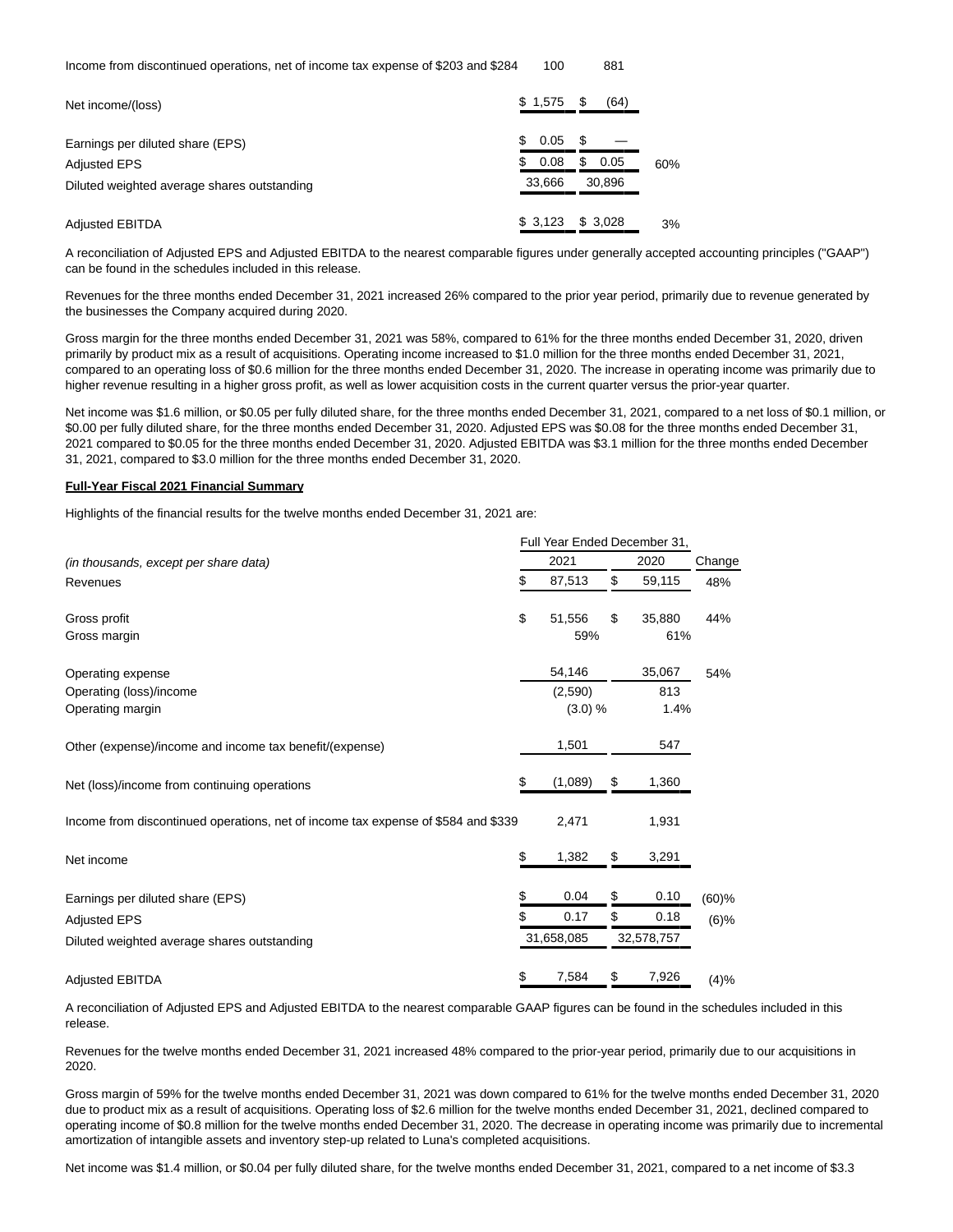| | | | |
|---|---|---|---|
| Income from discontinued operations, net of income tax expense of \$203 and \$284 | 100 | 881 | |
| Net income/(loss) | \$ 1,575 | \$ (64) | |
| Earnings per diluted share (EPS) | \$ 0.05 | \$ — | |
| Adjusted EPS | \$ 0.08 | \$ 0.05 | 60% |
| Diluted weighted average shares outstanding | 33,666 | 30,896 | |
| Adjusted EBITDA | \$ 3,123 | \$ 3,028 | 3% |

A reconciliation of Adjusted EPS and Adjusted EBITDA to the nearest comparable figures under generally accepted accounting principles ("GAAP") can be found in the schedules included in this release.

Revenues for the three months ended December 31, 2021 increased 26% compared to the prior year period, primarily due to revenue generated by the businesses the Company acquired during 2020.

Gross margin for the three months ended December 31, 2021 was 58%, compared to 61% for the three months ended December 31, 2020, driven primarily by product mix as a result of acquisitions. Operating income increased to \$1.0 million for the three months ended December 31, 2021, compared to an operating loss of \$0.6 million for the three months ended December 31, 2020. The increase in operating income was primarily due to higher revenue resulting in a higher gross profit, as well as lower acquisition costs in the current quarter versus the prior-year quarter.

Net income was \$1.6 million, or \$0.05 per fully diluted share, for the three months ended December 31, 2021, compared to a net loss of \$0.1 million, or \$0.00 per fully diluted share, for the three months ended December 31, 2020. Adjusted EPS was \$0.08 for the three months ended December 31, 2021 compared to \$0.05 for the three months ended December 31, 2020. Adjusted EBITDA was \$3.1 million for the three months ended December 31, 2021, compared to \$3.0 million for the three months ended December 31, 2020.

**Full-Year Fiscal 2021 Financial Summary**

Highlights of the financial results for the twelve months ended December 31, 2021 are:

| | Full Year Ended December 31, | | |
|---|---|---|---|
| *(in thousands, except per share data)* | 2021 | 2020 | Change |
| Revenues | \$ 87,513 | \$ 59,115 | 48% |
| Gross profit | \$ 51,556 | \$ 35,880 | 44% |
| Gross margin | 59% | 61% | |
| Operating expense | 54,146 | 35,067 | 54% |
| Operating (loss)/income | (2,590) | 813 | |
| Operating margin | (3.0) % | 1.4% | |
| Other (expense)/income and income tax benefit/(expense) | 1,501 | 547 | |
| Net (loss)/income from continuing operations | \$ (1,089) | \$ 1,360 | |
| Income from discontinued operations, net of income tax expense of \$584 and \$339 | 2,471 | 1,931 | |
| Net income | \$ 1,382 | \$ 3,291 | |
| Earnings per diluted share (EPS) | \$ 0.04 | \$ 0.10 | (60)% |
| Adjusted EPS | \$ 0.17 | \$ 0.18 | (6)% |
| Diluted weighted average shares outstanding | 31,658,085 | 32,578,757 | |
| Adjusted EBITDA | \$ 7,584 | \$ 7,926 | (4)% |

A reconciliation of Adjusted EPS and Adjusted EBITDA to the nearest comparable GAAP figures can be found in the schedules included in this release.

Revenues for the twelve months ended December 31, 2021 increased 48% compared to the prior-year period, primarily due to our acquisitions in 2020.

Gross margin of 59% for the twelve months ended December 31, 2021 was down compared to 61% for the twelve months ended December 31, 2020 due to product mix as a result of acquisitions. Operating loss of \$2.6 million for the twelve months ended December 31, 2021, declined compared to operating income of \$0.8 million for the twelve months ended December 31, 2020. The decrease in operating income was primarily due to incremental amortization of intangible assets and inventory step-up related to Luna's completed acquisitions.

Net income was \$1.4 million, or \$0.04 per fully diluted share, for the twelve months ended December 31, 2021, compared to a net income of \$3.3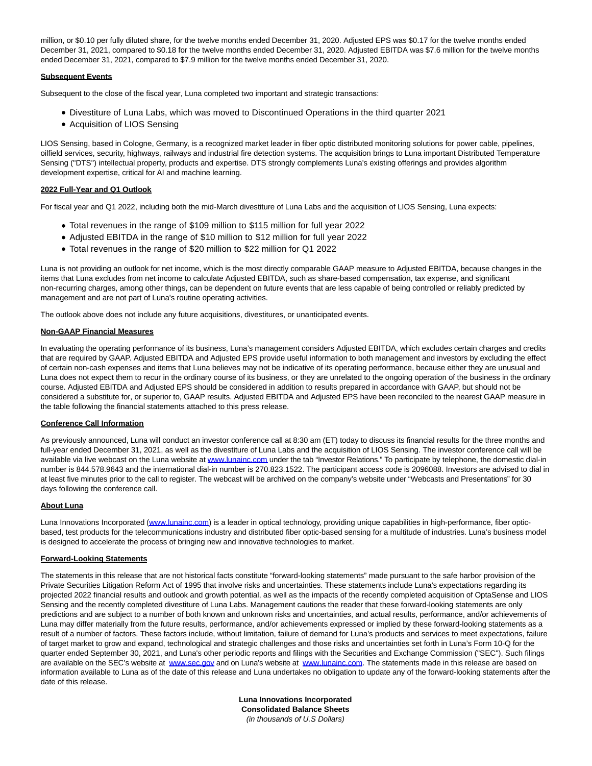million, or $0.10 per fully diluted share, for the twelve months ended December 31, 2020. Adjusted EPS was $0.17 for the twelve months ended December 31, 2021, compared to $0.18 for the twelve months ended December 31, 2020. Adjusted EBITDA was $7.6 million for the twelve months ended December 31, 2021, compared to $7.9 million for the twelve months ended December 31, 2020.

**Subsequent Events**

Subsequent to the close of the fiscal year, Luna completed two important and strategic transactions:

- Divestiture of Luna Labs, which was moved to Discontinued Operations in the third quarter 2021
- Acquisition of LIOS Sensing

LIOS Sensing, based in Cologne, Germany, is a recognized market leader in fiber optic distributed monitoring solutions for power cable, pipelines, oilfield services, security, highways, railways and industrial fire detection systems. The acquisition brings to Luna important Distributed Temperature Sensing ("DTS") intellectual property, products and expertise. DTS strongly complements Luna's existing offerings and provides algorithm development expertise, critical for AI and machine learning.

**2022 Full-Year and Q1 Outlook**

For fiscal year and Q1 2022, including both the mid-March divestiture of Luna Labs and the acquisition of LIOS Sensing, Luna expects:

- Total revenues in the range of $109 million to $115 million for full year 2022
- Adjusted EBITDA in the range of $10 million to $12 million for full year 2022
- Total revenues in the range of $20 million to $22 million for Q1 2022

Luna is not providing an outlook for net income, which is the most directly comparable GAAP measure to Adjusted EBITDA, because changes in the items that Luna excludes from net income to calculate Adjusted EBITDA, such as share-based compensation, tax expense, and significant non-recurring charges, among other things, can be dependent on future events that are less capable of being controlled or reliably predicted by management and are not part of Luna's routine operating activities.

The outlook above does not include any future acquisitions, divestitures, or unanticipated events.

**Non-GAAP Financial Measures**

In evaluating the operating performance of its business, Luna's management considers Adjusted EBITDA, which excludes certain charges and credits that are required by GAAP. Adjusted EBITDA and Adjusted EPS provide useful information to both management and investors by excluding the effect of certain non-cash expenses and items that Luna believes may not be indicative of its operating performance, because either they are unusual and Luna does not expect them to recur in the ordinary course of its business, or they are unrelated to the ongoing operation of the business in the ordinary course. Adjusted EBITDA and Adjusted EPS should be considered in addition to results prepared in accordance with GAAP, but should not be considered a substitute for, or superior to, GAAP results. Adjusted EBITDA and Adjusted EPS have been reconciled to the nearest GAAP measure in the table following the financial statements attached to this press release.

**Conference Call Information**

As previously announced, Luna will conduct an investor conference call at 8:30 am (ET) today to discuss its financial results for the three months and full-year ended December 31, 2021, as well as the divestiture of Luna Labs and the acquisition of LIOS Sensing. The investor conference call will be available via live webcast on the Luna website at www.lunainc.com under the tab "Investor Relations." To participate by telephone, the domestic dial-in number is 844.578.9643 and the international dial-in number is 270.823.1522. The participant access code is 2096088. Investors are advised to dial in at least five minutes prior to the call to register. The webcast will be archived on the company's website under "Webcasts and Presentations" for 30 days following the conference call.

**About Luna**

Luna Innovations Incorporated (www.lunainc.com) is a leader in optical technology, providing unique capabilities in high-performance, fiber optic-based, test products for the telecommunications industry and distributed fiber optic-based sensing for a multitude of industries. Luna's business model is designed to accelerate the process of bringing new and innovative technologies to market.

**Forward-Looking Statements**

The statements in this release that are not historical facts constitute "forward-looking statements" made pursuant to the safe harbor provision of the Private Securities Litigation Reform Act of 1995 that involve risks and uncertainties. These statements include Luna's expectations regarding its projected 2022 financial results and outlook and growth potential, as well as the impacts of the recently completed acquisition of OptaSense and LIOS Sensing and the recently completed divestiture of Luna Labs. Management cautions the reader that these forward-looking statements are only predictions and are subject to a number of both known and unknown risks and uncertainties, and actual results, performance, and/or achievements of Luna may differ materially from the future results, performance, and/or achievements expressed or implied by these forward-looking statements as a result of a number of factors. These factors include, without limitation, failure of demand for Luna's products and services to meet expectations, failure of target market to grow and expand, technological and strategic challenges and those risks and uncertainties set forth in Luna's Form 10-Q for the quarter ended September 30, 2021, and Luna's other periodic reports and filings with the Securities and Exchange Commission ("SEC"). Such filings are available on the SEC's website at www.sec.gov and on Luna's website at www.lunainc.com. The statements made in this release are based on information available to Luna as of the date of this release and Luna undertakes no obligation to update any of the forward-looking statements after the date of this release.

**Luna Innovations Incorporated**
**Consolidated Balance Sheets**
*(in thousands of U.S Dollars)*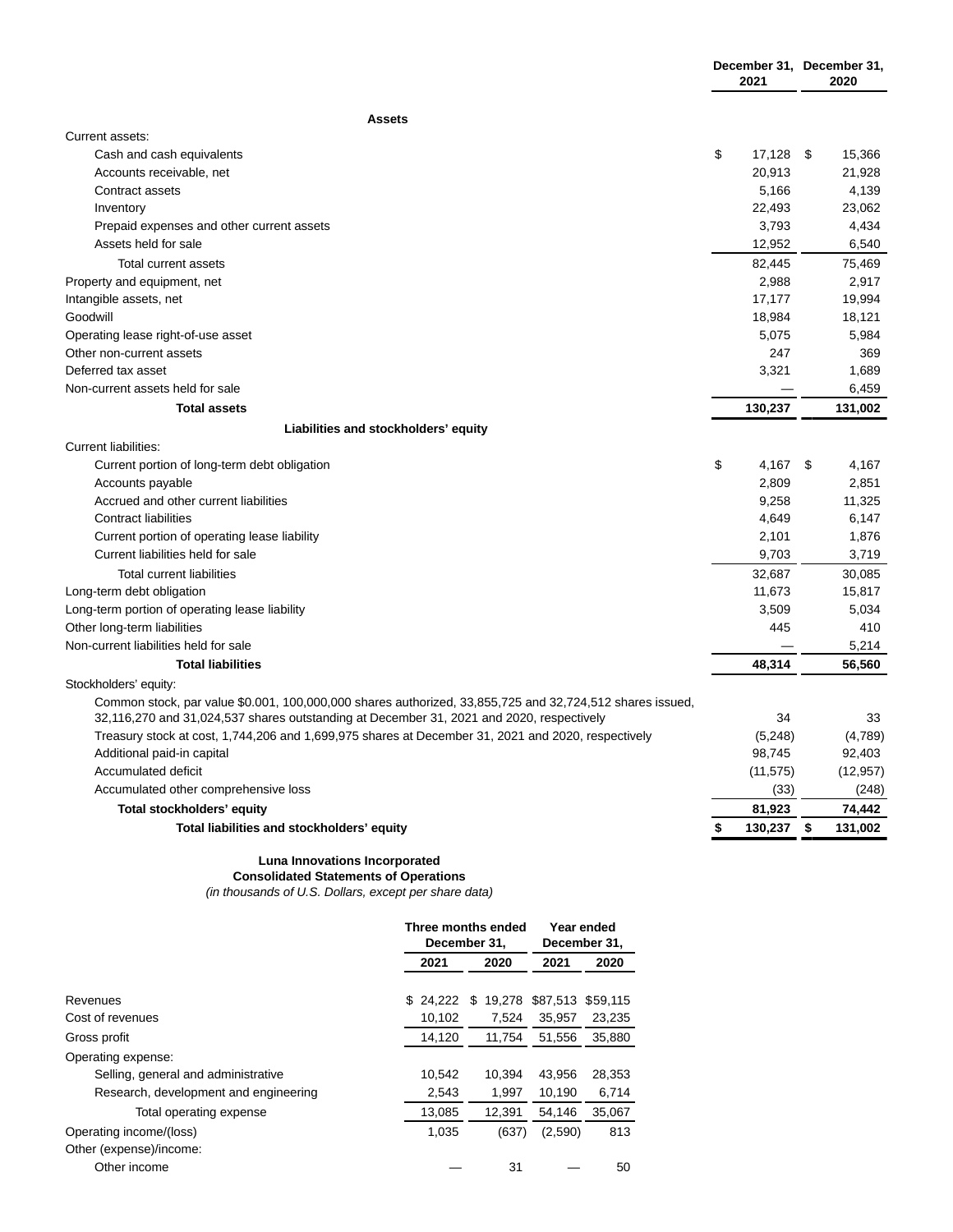| | December 31, 2021 | December 31, 2020 |
|---|---|---|
| **Assets** | | |
| Current assets: | | |
| Cash and cash equivalents | $ 17,128 | $ 15,366 |
| Accounts receivable, net | 20,913 | 21,928 |
| Contract assets | 5,166 | 4,139 |
| Inventory | 22,493 | 23,062 |
| Prepaid expenses and other current assets | 3,793 | 4,434 |
| Assets held for sale | 12,952 | 6,540 |
| Total current assets | 82,445 | 75,469 |
| Property and equipment, net | 2,988 | 2,917 |
| Intangible assets, net | 17,177 | 19,994 |
| Goodwill | 18,984 | 18,121 |
| Operating lease right-of-use asset | 5,075 | 5,984 |
| Other non-current assets | 247 | 369 |
| Deferred tax asset | 3,321 | 1,689 |
| Non-current assets held for sale | — | 6,459 |
| **Total assets** | **130,237** | **131,002** |
| **Liabilities and stockholders' equity** | | |
| Current liabilities: | | |
| Current portion of long-term debt obligation | $ 4,167 | $ 4,167 |
| Accounts payable | 2,809 | 2,851 |
| Accrued and other current liabilities | 9,258 | 11,325 |
| Contract liabilities | 4,649 | 6,147 |
| Current portion of operating lease liability | 2,101 | 1,876 |
| Current liabilities held for sale | 9,703 | 3,719 |
| Total current liabilities | 32,687 | 30,085 |
| Long-term debt obligation | 11,673 | 15,817 |
| Long-term portion of operating lease liability | 3,509 | 5,034 |
| Other long-term liabilities | 445 | 410 |
| Non-current liabilities held for sale | — | 5,214 |
| **Total liabilities** | **48,314** | **56,560** |
| Stockholders' equity: | | |
| Common stock, par value $0.001, 100,000,000 shares authorized, 33,855,725 and 32,724,512 shares issued, 32,116,270 and 31,024,537 shares outstanding at December 31, 2021 and 2020, respectively | 34 | 33 |
| Treasury stock at cost, 1,744,206 and 1,699,975 shares at December 31, 2021 and 2020, respectively | (5,248) | (4,789) |
| Additional paid-in capital | 98,745 | 92,403 |
| Accumulated deficit | (11,575) | (12,957) |
| Accumulated other comprehensive loss | (33) | (248) |
| **Total stockholders' equity** | **81,923** | **74,442** |
| **Total liabilities and stockholders' equity** | **$ 130,237** | **$ 131,002** |

**Luna Innovations Incorporated**
**Consolidated Statements of Operations**
*(in thousands of U.S. Dollars, except per share data)*

| | Three months ended December 31, | | Year ended December 31, | |
|---|---|---|---|---|
| | 2021 | 2020 | 2021 | 2020 |
| Revenues | $ 24,222 | $ 19,278 | $87,513 | $59,115 |
| Cost of revenues | 10,102 | 7,524 | 35,957 | 23,235 |
| Gross profit | 14,120 | 11,754 | 51,556 | 35,880 |
| Operating expense: | | | | |
| Selling, general and administrative | 10,542 | 10,394 | 43,956 | 28,353 |
| Research, development and engineering | 2,543 | 1,997 | 10,190 | 6,714 |
| Total operating expense | 13,085 | 12,391 | 54,146 | 35,067 |
| Operating income/(loss) | 1,035 | (637) | (2,590) | 813 |
| Other (expense)/income: | | | | |
| Other income | — | 31 | — | 50 |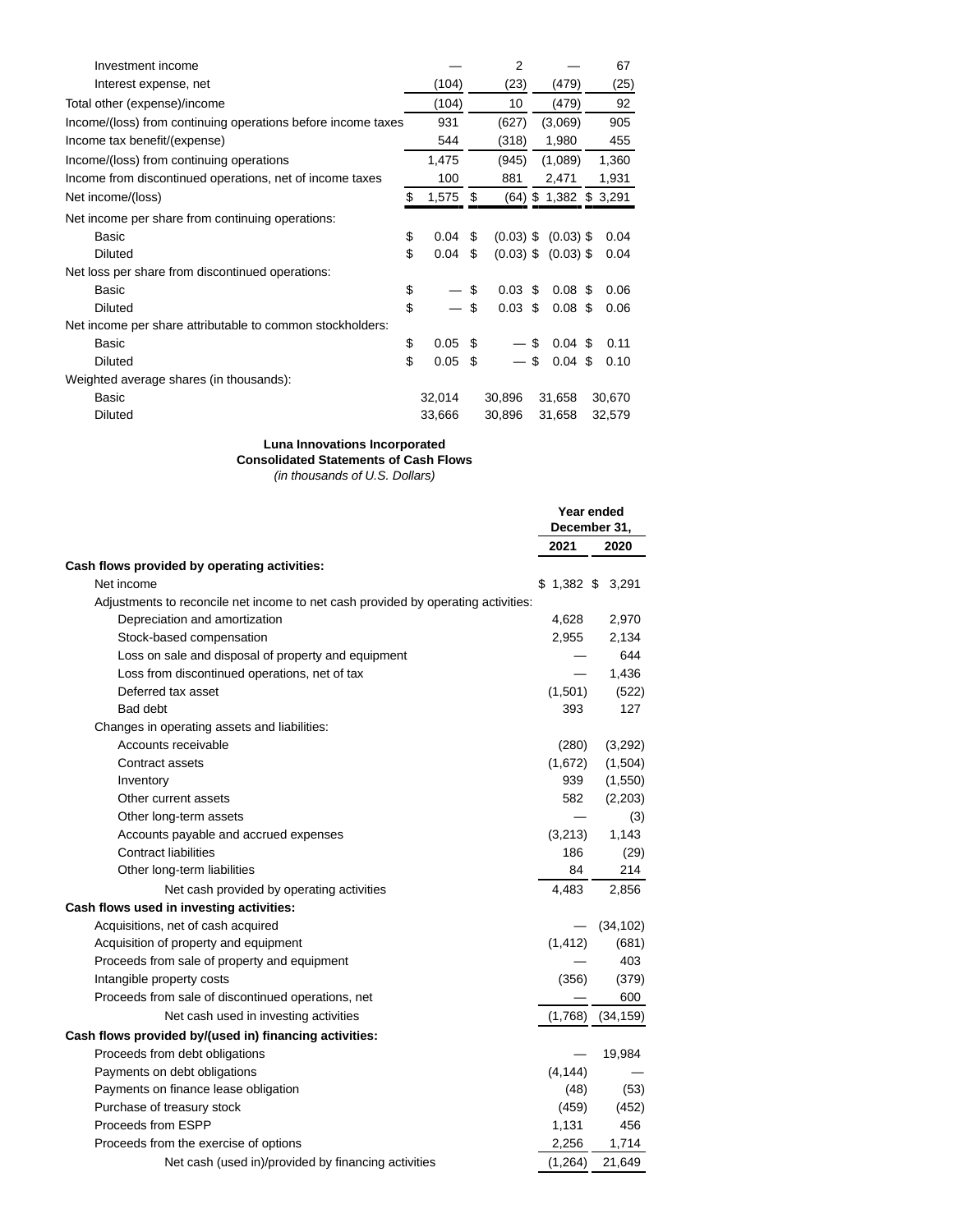| | | | | |
|---|---|---|---|---|
| Investment income | — | 2 | — | 67 |
| Interest expense, net | (104) | (23) | (479) | (25) |
| Total other (expense)/income | (104) | 10 | (479) | 92 |
| Income/(loss) from continuing operations before income taxes | 931 | (627) | (3,069) | 905 |
| Income tax benefit/(expense) | 544 | (318) | 1,980 | 455 |
| Income/(loss) from continuing operations | 1,475 | (945) | (1,089) | 1,360 |
| Income from discontinued operations, net of income taxes | 100 | 881 | 2,471 | 1,931 |
| Net income/(loss) | $ 1,575 | $ (64) | $ 1,382 | $ 3,291 |
| Net income per share from continuing operations: | | | | |
| Basic | $ 0.04 | $ (0.03) | $ (0.03) | $ 0.04 |
| Diluted | $ 0.04 | $ (0.03) | $ (0.03) | $ 0.04 |
| Net loss per share from discontinued operations: | | | | |
| Basic | $ — | $ 0.03 | $ 0.08 | $ 0.06 |
| Diluted | $ — | $ 0.03 | $ 0.08 | $ 0.06 |
| Net income per share attributable to common stockholders: | | | | |
| Basic | $ 0.05 | $ — | $ 0.04 | $ 0.11 |
| Diluted | $ 0.05 | $ — | $ 0.04 | $ 0.10 |
| Weighted average shares (in thousands): | | | | |
| Basic | 32,014 | 30,896 | 31,658 | 30,670 |
| Diluted | 33,666 | 30,896 | 31,658 | 32,579 |

**Luna Innovations Incorporated**
**Consolidated Statements of Cash Flows**
*(in thousands of U.S. Dollars)*

| | Year ended December 31, | |
|---|---|---|
| | 2021 | 2020 |
| **Cash flows provided by operating activities:** | | |
| Net income | $ 1,382 | $ 3,291 |
| Adjustments to reconcile net income to net cash provided by operating activities: | | |
| Depreciation and amortization | 4,628 | 2,970 |
| Stock-based compensation | 2,955 | 2,134 |
| Loss on sale and disposal of property and equipment | — | 644 |
| Loss from discontinued operations, net of tax | — | 1,436 |
| Deferred tax asset | (1,501) | (522) |
| Bad debt | 393 | 127 |
| Changes in operating assets and liabilities: | | |
| Accounts receivable | (280) | (3,292) |
| Contract assets | (1,672) | (1,504) |
| Inventory | 939 | (1,550) |
| Other current assets | 582 | (2,203) |
| Other long-term assets | — | (3) |
| Accounts payable and accrued expenses | (3,213) | 1,143 |
| Contract liabilities | 186 | (29) |
| Other long-term liabilities | 84 | 214 |
| Net cash provided by operating activities | 4,483 | 2,856 |
| **Cash flows used in investing activities:** | | |
| Acquisitions, net of cash acquired | — | (34,102) |
| Acquisition of property and equipment | (1,412) | (681) |
| Proceeds from sale of property and equipment | — | 403 |
| Intangible property costs | (356) | (379) |
| Proceeds from sale of discontinued operations, net | — | 600 |
| Net cash used in investing activities | (1,768) | (34,159) |
| **Cash flows provided by/(used in) financing activities:** | | |
| Proceeds from debt obligations | — | 19,984 |
| Payments on debt obligations | (4,144) | — |
| Payments on finance lease obligation | (48) | (53) |
| Purchase of treasury stock | (459) | (452) |
| Proceeds from ESPP | 1,131 | 456 |
| Proceeds from the exercise of options | 2,256 | 1,714 |
| Net cash (used in)/provided by financing activities | (1,264) | 21,649 |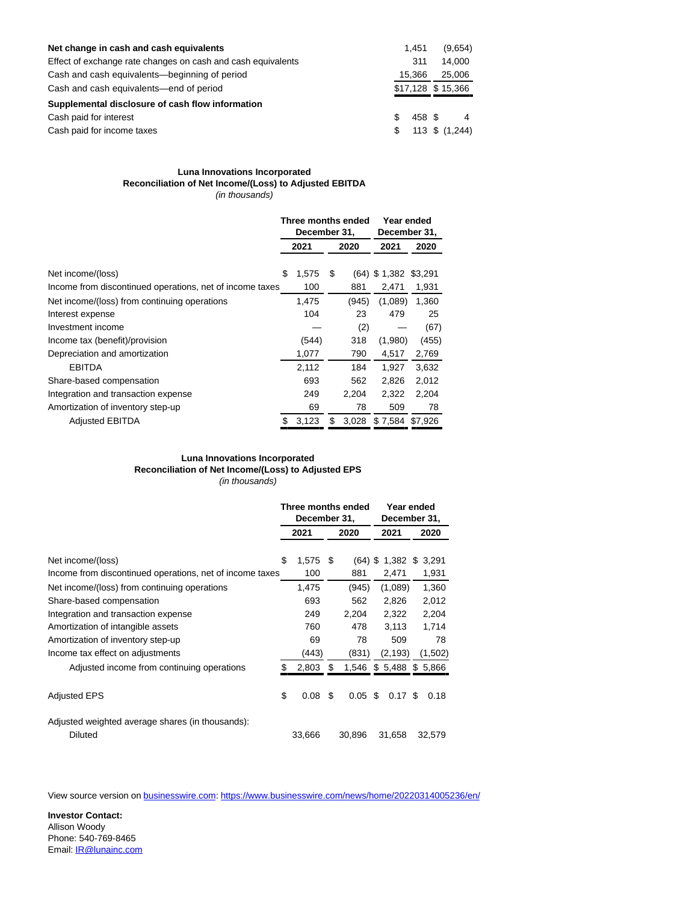| | | |
|---|---|---|
| **Net change in cash and cash equivalents** | 1,451 | (9,654) |
| Effect of exchange rate changes on cash and cash equivalents | 311 | 14,000 |
| Cash and cash equivalents—beginning of period | 15,366 | 25,006 |
| Cash and cash equivalents—end of period | $17,128 | $ 15,366 |
| **Supplemental disclosure of cash flow information** | | |
| Cash paid for interest | $ 458 | $ 4 |
| Cash paid for income taxes | $ 113 | $ (1,244) |

**Luna Innovations Incorporated**
**Reconciliation of Net Income/(Loss) to Adjusted EBITDA**
*(in thousands)*

| | Three months ended December 31, | | Year ended December 31, | |
|---|---|---|---|---|
| | 2021 | 2020 | 2021 | 2020 |
| Net income/(loss) | $ 1,575 | $ (64) | $ 1,382 | $3,291 |
| Income from discontinued operations, net of income taxes | 100 | 881 | 2,471 | 1,931 |
| Net income/(loss) from continuing operations | 1,475 | (945) | (1,089) | 1,360 |
| Interest expense | 104 | 23 | 479 | 25 |
| Investment income | — | (2) | — | (67) |
| Income tax (benefit)/provision | (544) | 318 | (1,980) | (455) |
| Depreciation and amortization | 1,077 | 790 | 4,517 | 2,769 |
| EBITDA | 2,112 | 184 | 1,927 | 3,632 |
| Share-based compensation | 693 | 562 | 2,826 | 2,012 |
| Integration and transaction expense | 249 | 2,204 | 2,322 | 2,204 |
| Amortization of inventory step-up | 69 | 78 | 509 | 78 |
| Adjusted EBITDA | $ 3,123 | $ 3,028 | $ 7,584 | $7,926 |

**Luna Innovations Incorporated**
**Reconciliation of Net Income/(Loss) to Adjusted EPS**
*(in thousands)*

| | Three months ended December 31, | | Year ended December 31, | |
|---|---|---|---|---|
| | 2021 | 2020 | 2021 | 2020 |
| Net income/(loss) | $ 1,575 | $ (64) | $ 1,382 | $ 3,291 |
| Income from discontinued operations, net of income taxes | 100 | 881 | 2,471 | 1,931 |
| Net income/(loss) from continuing operations | 1,475 | (945) | (1,089) | 1,360 |
| Share-based compensation | 693 | 562 | 2,826 | 2,012 |
| Integration and transaction expense | 249 | 2,204 | 2,322 | 2,204 |
| Amortization of intangible assets | 760 | 478 | 3,113 | 1,714 |
| Amortization of inventory step-up | 69 | 78 | 509 | 78 |
| Income tax effect on adjustments | (443) | (831) | (2,193) | (1,502) |
| Adjusted income from continuing operations | $ 2,803 | $ 1,546 | $ 5,488 | $ 5,866 |
| | | | | |
| Adjusted EPS | $ 0.08 | $ 0.05 | $ 0.17 | $ 0.18 |
| | | | | |
| Adjusted weighted average shares (in thousands): | | | | |
| Diluted | 33,666 | 30,896 | 31,658 | 32,579 |

View source version on businesswire.com: https://www.businesswire.com/news/home/20220314005236/en/

**Investor Contact:**
Allison Woody
Phone: 540-769-8465
Email: IR@lunainc.com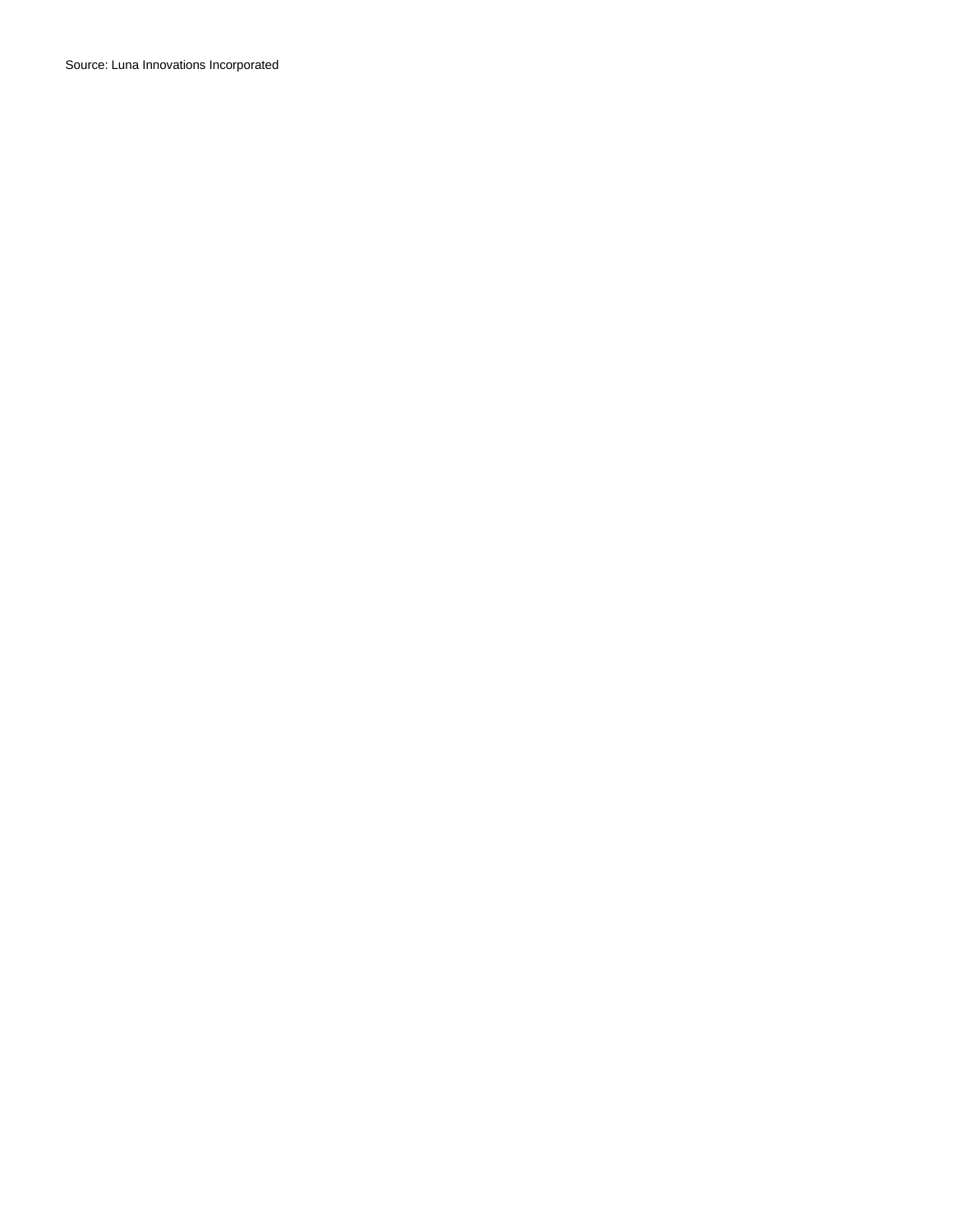Source: Luna Innovations Incorporated